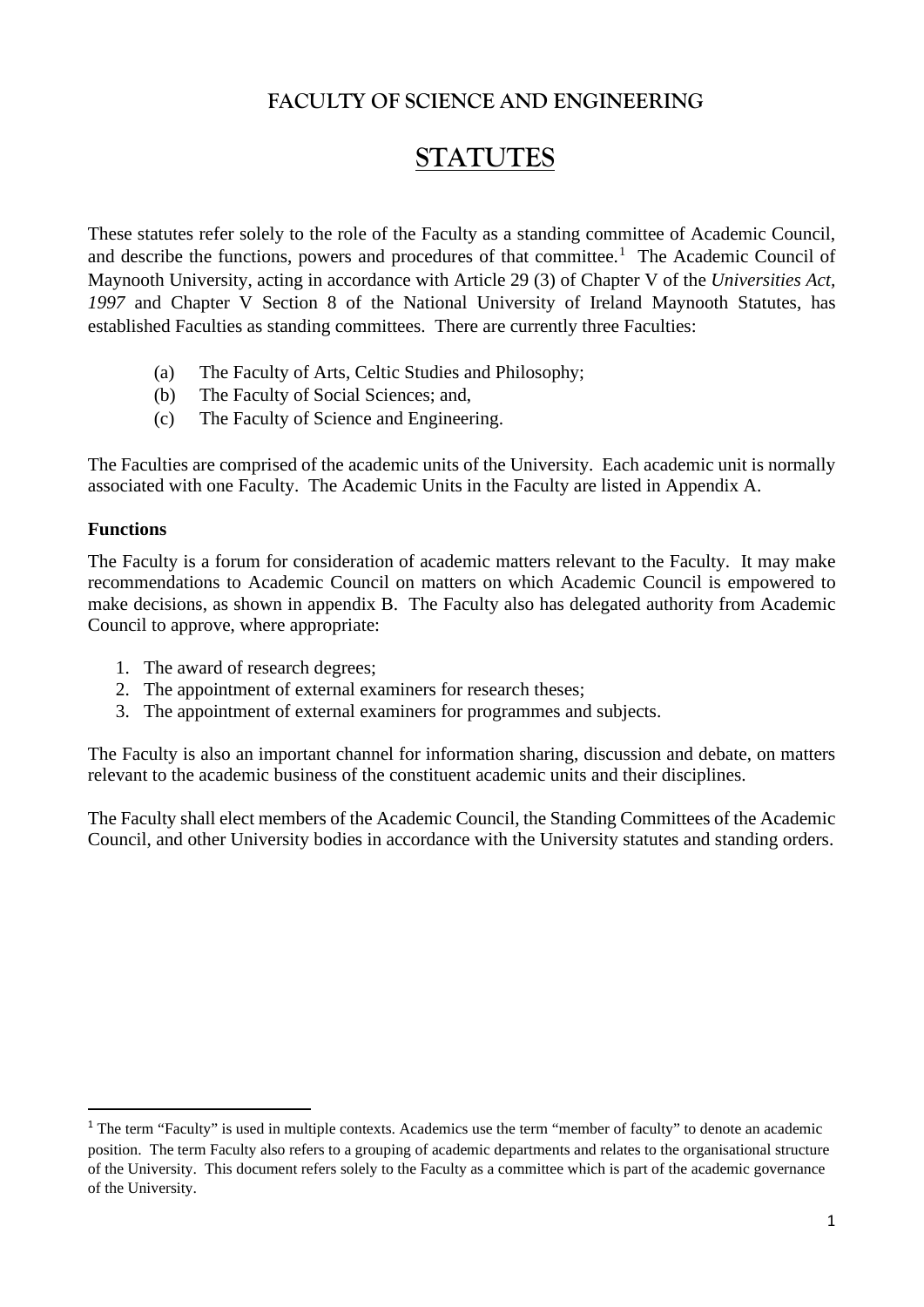## FACULTY OF SCIENCE AND ENGINEERING

# STATUTES

These statutes refer solely to the role of the Faculty as a standing committee of Academic Council, and describe the functions, powers and procedures of that committee.[1] The Academic Council of Maynooth University, acting in accordance with Article 29 (3) of Chapter V of the *Universities Act, 1997* and Chapter V Section 8 of the National University of Ireland Maynooth Statutes, has established Faculties as standing committees. There are currently three Faculties:

(a) The Faculty of Arts, Celtic Studies and Philosophy;
(b) The Faculty of Social Sciences; and,
(c) The Faculty of Science and Engineering.

The Faculties are comprised of the academic units of the University. Each academic unit is normally associated with one Faculty. The Academic Units in the Faculty are listed in Appendix A.

**Functions**

The Faculty is a forum for consideration of academic matters relevant to the Faculty. It may make recommendations to Academic Council on matters on which Academic Council is empowered to make decisions, as shown in appendix B. The Faculty also has delegated authority from Academic Council to approve, where appropriate:

1. The award of research degrees;
2. The appointment of external examiners for research theses;
3. The appointment of external examiners for programmes and subjects.

The Faculty is also an important channel for information sharing, discussion and debate, on matters relevant to the academic business of the constituent academic units and their disciplines.

The Faculty shall elect members of the Academic Council, the Standing Committees of the Academic Council, and other University bodies in accordance with the University statutes and standing orders.

---

[1] The term "Faculty" is used in multiple contexts. Academics use the term "member of faculty" to denote an academic position. The term Faculty also refers to a grouping of academic departments and relates to the organisational structure of the University. This document refers solely to the Faculty as a committee which is part of the academic governance of the University.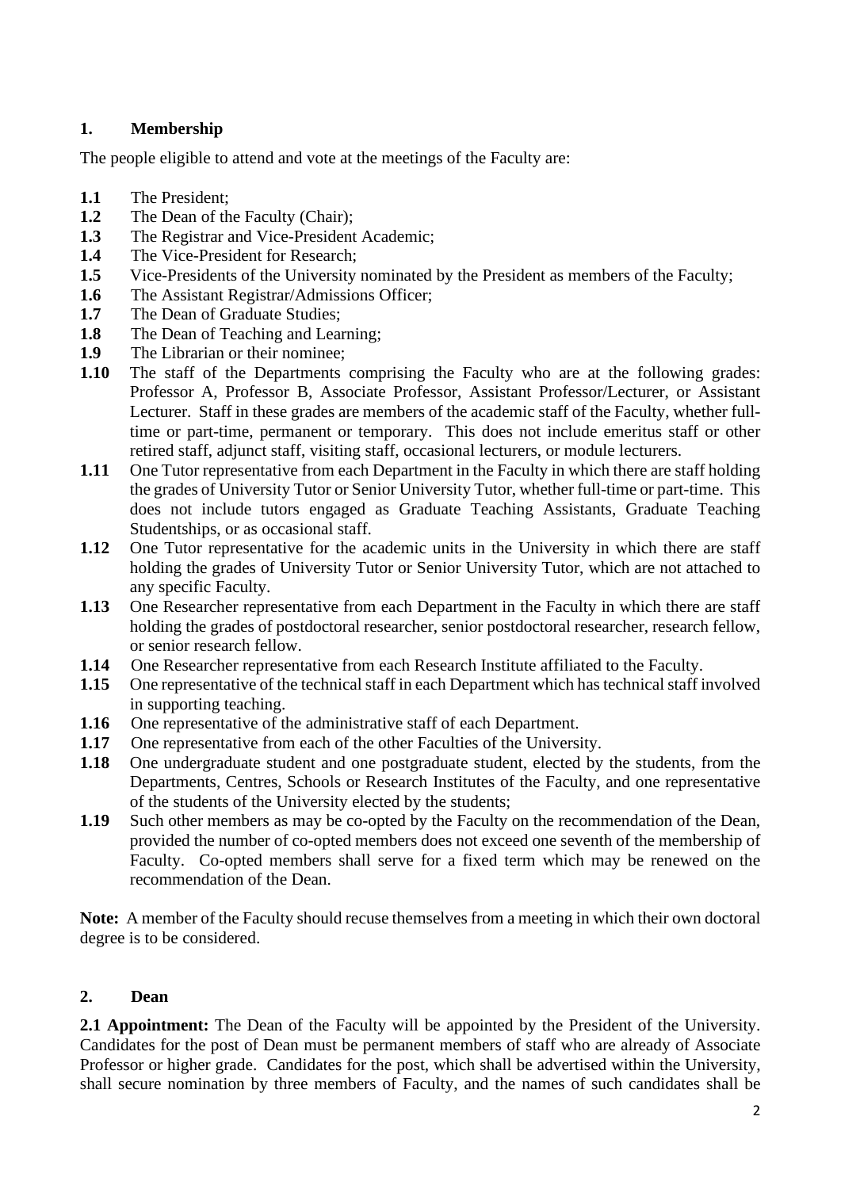## 1. Membership

The people eligible to attend and vote at the meetings of the Faculty are:

**1.1** The President;
**1.2** The Dean of the Faculty (Chair);
**1.3** The Registrar and Vice-President Academic;
**1.4** The Vice-President for Research;
**1.5** Vice-Presidents of the University nominated by the President as members of the Faculty;
**1.6** The Assistant Registrar/Admissions Officer;
**1.7** The Dean of Graduate Studies;
**1.8** The Dean of Teaching and Learning;
**1.9** The Librarian or their nominee;
**1.10** The staff of the Departments comprising the Faculty who are at the following grades: Professor A, Professor B, Associate Professor, Assistant Professor/Lecturer, or Assistant Lecturer. Staff in these grades are members of the academic staff of the Faculty, whether full-time or part-time, permanent or temporary. This does not include emeritus staff or other retired staff, adjunct staff, visiting staff, occasional lecturers, or module lecturers.
**1.11** One Tutor representative from each Department in the Faculty in which there are staff holding the grades of University Tutor or Senior University Tutor, whether full-time or part-time. This does not include tutors engaged as Graduate Teaching Assistants, Graduate Teaching Studentships, or as occasional staff.
**1.12** One Tutor representative for the academic units in the University in which there are staff holding the grades of University Tutor or Senior University Tutor, which are not attached to any specific Faculty.
**1.13** One Researcher representative from each Department in the Faculty in which there are staff holding the grades of postdoctoral researcher, senior postdoctoral researcher, research fellow, or senior research fellow.
**1.14** One Researcher representative from each Research Institute affiliated to the Faculty.
**1.15** One representative of the technical staff in each Department which has technical staff involved in supporting teaching.
**1.16** One representative of the administrative staff of each Department.
**1.17** One representative from each of the other Faculties of the University.
**1.18** One undergraduate student and one postgraduate student, elected by the students, from the Departments, Centres, Schools or Research Institutes of the Faculty, and one representative of the students of the University elected by the students;
**1.19** Such other members as may be co-opted by the Faculty on the recommendation of the Dean, provided the number of co-opted members does not exceed one seventh of the membership of Faculty. Co-opted members shall serve for a fixed term which may be renewed on the recommendation of the Dean.

**Note:** A member of the Faculty should recuse themselves from a meeting in which their own doctoral degree is to be considered.

## 2. Dean

**2.1 Appointment:** The Dean of the Faculty will be appointed by the President of the University. Candidates for the post of Dean must be permanent members of staff who are already of Associate Professor or higher grade. Candidates for the post, which shall be advertised within the University, shall secure nomination by three members of Faculty, and the names of such candidates shall be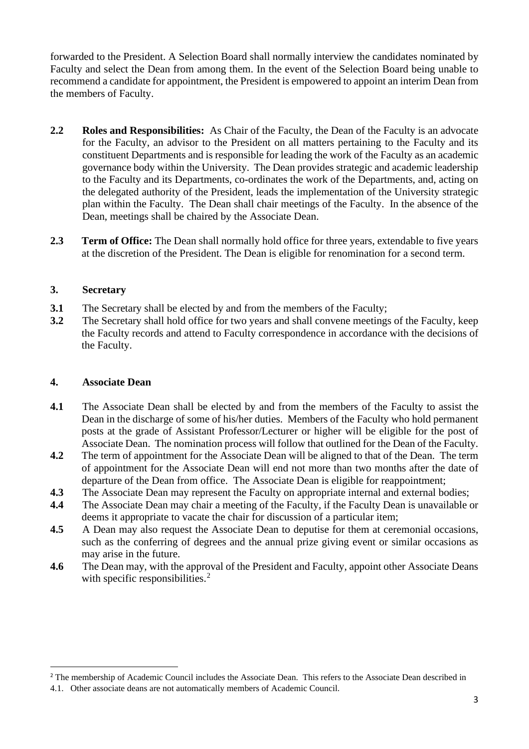forwarded to the President. A Selection Board shall normally interview the candidates nominated by Faculty and select the Dean from among them. In the event of the Selection Board being unable to recommend a candidate for appointment, the President is empowered to appoint an interim Dean from the members of Faculty.

**2.2** **Roles and Responsibilities:** As Chair of the Faculty, the Dean of the Faculty is an advocate for the Faculty, an advisor to the President on all matters pertaining to the Faculty and its constituent Departments and is responsible for leading the work of the Faculty as an academic governance body within the University. The Dean provides strategic and academic leadership to the Faculty and its Departments, co-ordinates the work of the Departments, and, acting on the delegated authority of the President, leads the implementation of the University strategic plan within the Faculty. The Dean shall chair meetings of the Faculty. In the absence of the Dean, meetings shall be chaired by the Associate Dean.

**2.3** **Term of Office:** The Dean shall normally hold office for three years, extendable to five years at the discretion of the President. The Dean is eligible for renomination for a second term.

## 3. Secretary

**3.1** The Secretary shall be elected by and from the members of the Faculty;

**3.2** The Secretary shall hold office for two years and shall convene meetings of the Faculty, keep the Faculty records and attend to Faculty correspondence in accordance with the decisions of the Faculty.

## 4. Associate Dean

**4.1** The Associate Dean shall be elected by and from the members of the Faculty to assist the Dean in the discharge of some of his/her duties. Members of the Faculty who hold permanent posts at the grade of Assistant Professor/Lecturer or higher will be eligible for the post of Associate Dean. The nomination process will follow that outlined for the Dean of the Faculty.

**4.2** The term of appointment for the Associate Dean will be aligned to that of the Dean. The term of appointment for the Associate Dean will end not more than two months after the date of departure of the Dean from office. The Associate Dean is eligible for reappointment;

**4.3** The Associate Dean may represent the Faculty on appropriate internal and external bodies;

**4.4** The Associate Dean may chair a meeting of the Faculty, if the Faculty Dean is unavailable or deems it appropriate to vacate the chair for discussion of a particular item;

**4.5** A Dean may also request the Associate Dean to deputise for them at ceremonial occasions, such as the conferring of degrees and the annual prize giving event or similar occasions as may arise in the future.

**4.6** The Dean may, with the approval of the President and Faculty, appoint other Associate Deans with specific responsibilities.[2]

---

[2] The membership of Academic Council includes the Associate Dean. This refers to the Associate Dean described in 4.1. Other associate deans are not automatically members of Academic Council.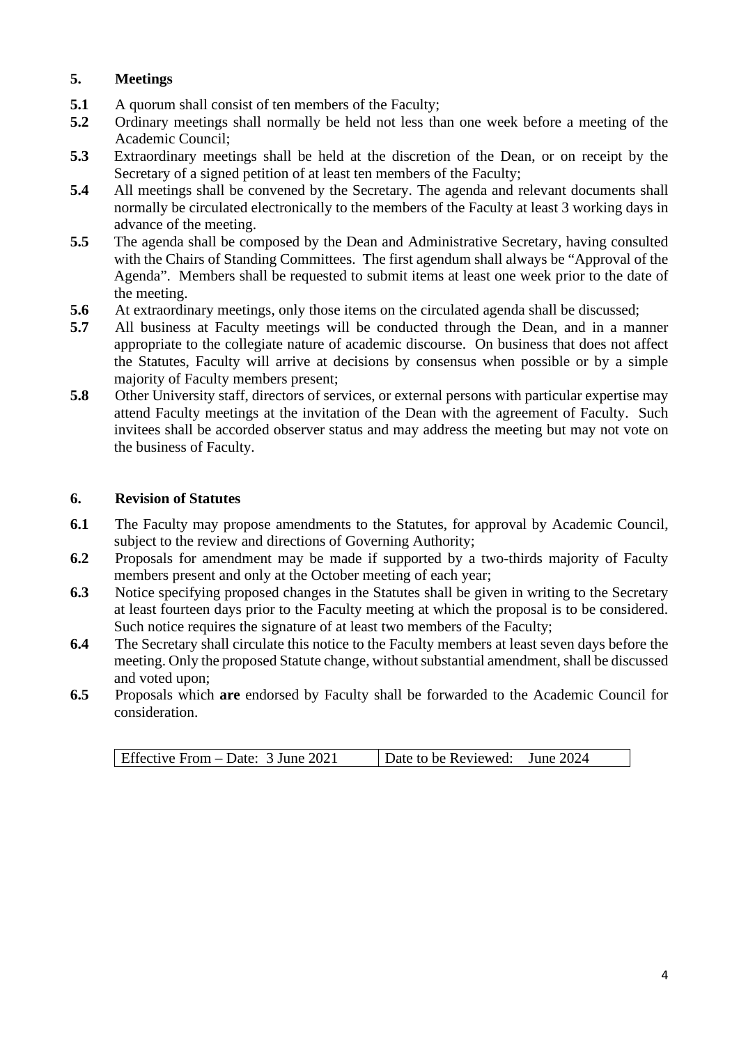## 5. Meetings

**5.1** A quorum shall consist of ten members of the Faculty;

**5.2** Ordinary meetings shall normally be held not less than one week before a meeting of the Academic Council;

**5.3** Extraordinary meetings shall be held at the discretion of the Dean, or on receipt by the Secretary of a signed petition of at least ten members of the Faculty;

**5.4** All meetings shall be convened by the Secretary. The agenda and relevant documents shall normally be circulated electronically to the members of the Faculty at least 3 working days in advance of the meeting.

**5.5** The agenda shall be composed by the Dean and Administrative Secretary, having consulted with the Chairs of Standing Committees. The first agendum shall always be "Approval of the Agenda". Members shall be requested to submit items at least one week prior to the date of the meeting.

**5.6** At extraordinary meetings, only those items on the circulated agenda shall be discussed;

**5.7** All business at Faculty meetings will be conducted through the Dean, and in a manner appropriate to the collegiate nature of academic discourse. On business that does not affect the Statutes, Faculty will arrive at decisions by consensus when possible or by a simple majority of Faculty members present;

**5.8** Other University staff, directors of services, or external persons with particular expertise may attend Faculty meetings at the invitation of the Dean with the agreement of Faculty. Such invitees shall be accorded observer status and may address the meeting but may not vote on the business of Faculty.

## 6. Revision of Statutes

**6.1** The Faculty may propose amendments to the Statutes, for approval by Academic Council, subject to the review and directions of Governing Authority;

**6.2** Proposals for amendment may be made if supported by a two-thirds majority of Faculty members present and only at the October meeting of each year;

**6.3** Notice specifying proposed changes in the Statutes shall be given in writing to the Secretary at least fourteen days prior to the Faculty meeting at which the proposal is to be considered. Such notice requires the signature of at least two members of the Faculty;

**6.4** The Secretary shall circulate this notice to the Faculty members at least seven days before the meeting. Only the proposed Statute change, without substantial amendment, shall be discussed and voted upon;

**6.5** Proposals which **are** endorsed by Faculty shall be forwarded to the Academic Council for consideration.

| Effective From – Date: 3 June 2021 | Date to be Reviewed: June 2024 |
|---|---|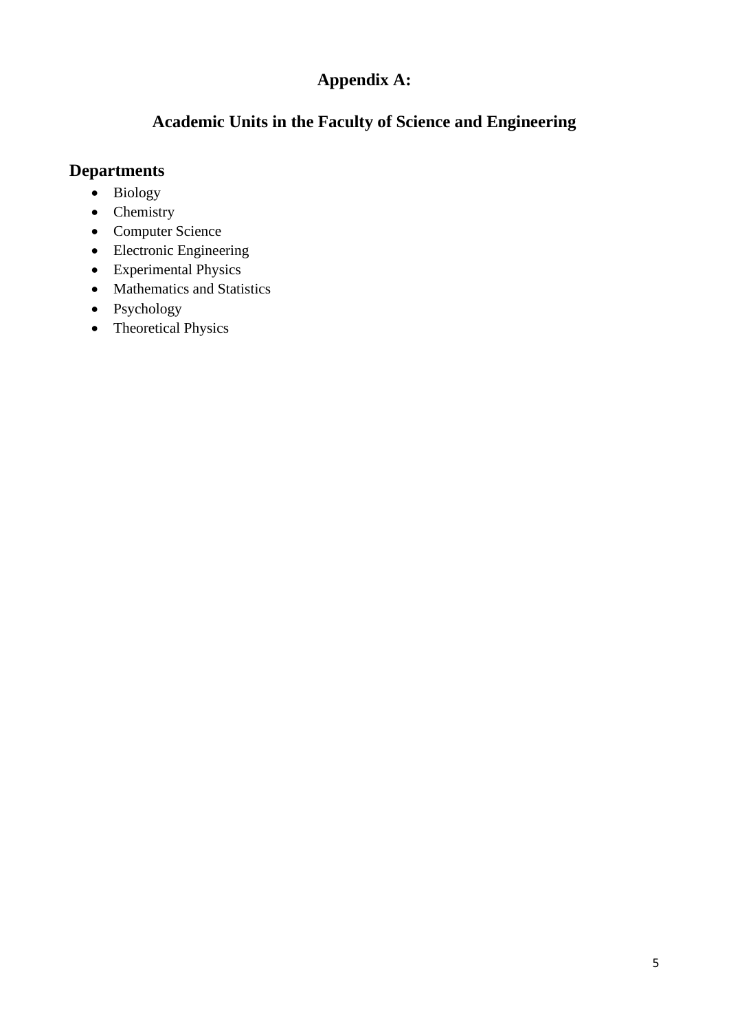# Appendix A:

# Academic Units in the Faculty of Science and Engineering

## Departments

- Biology
- Chemistry
- Computer Science
- Electronic Engineering
- Experimental Physics
- Mathematics and Statistics
- Psychology
- Theoretical Physics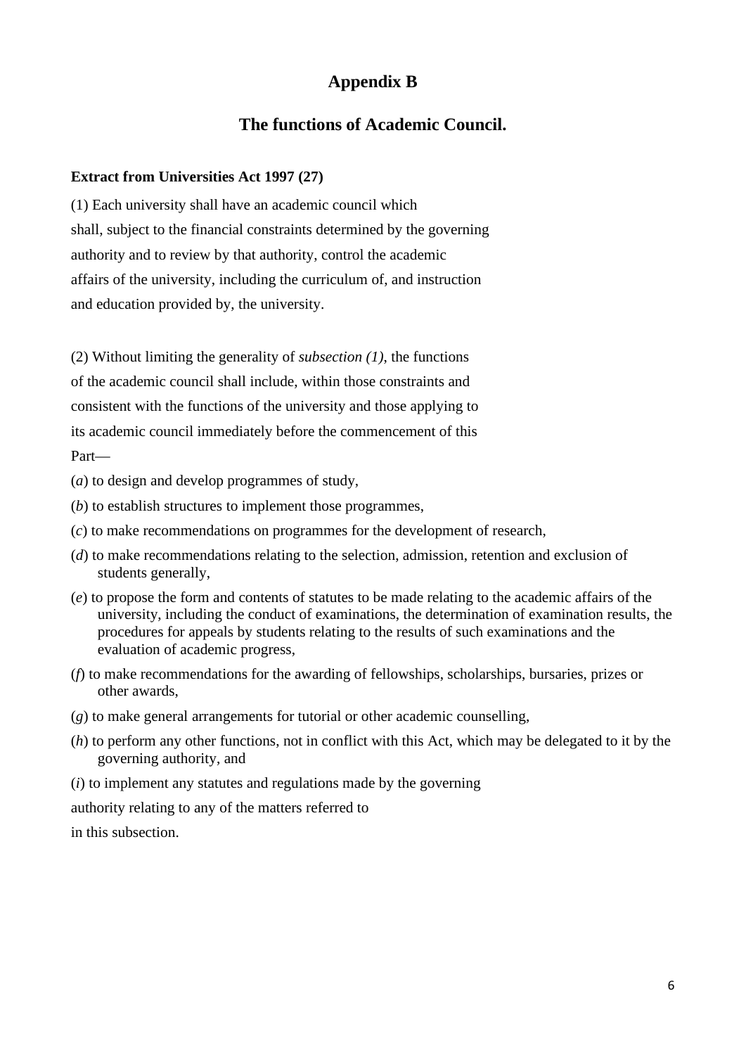# Appendix B

## The functions of Academic Council.

**Extract from Universities Act 1997 (27)**

(1) Each university shall have an academic council which shall, subject to the financial constraints determined by the governing authority and to review by that authority, control the academic affairs of the university, including the curriculum of, and instruction and education provided by, the university.

(2) Without limiting the generality of *subsection (1)*, the functions of the academic council shall include, within those constraints and consistent with the functions of the university and those applying to its academic council immediately before the commencement of this Part—

(*a*) to design and develop programmes of study,

(*b*) to establish structures to implement those programmes,

(*c*) to make recommendations on programmes for the development of research,

(*d*) to make recommendations relating to the selection, admission, retention and exclusion of students generally,

(*e*) to propose the form and contents of statutes to be made relating to the academic affairs of the university, including the conduct of examinations, the determination of examination results, the procedures for appeals by students relating to the results of such examinations and the evaluation of academic progress,

(*f*) to make recommendations for the awarding of fellowships, scholarships, bursaries, prizes or other awards,

(*g*) to make general arrangements for tutorial or other academic counselling,

(*h*) to perform any other functions, not in conflict with this Act, which may be delegated to it by the governing authority, and

(*i*) to implement any statutes and regulations made by the governing authority relating to any of the matters referred to in this subsection.